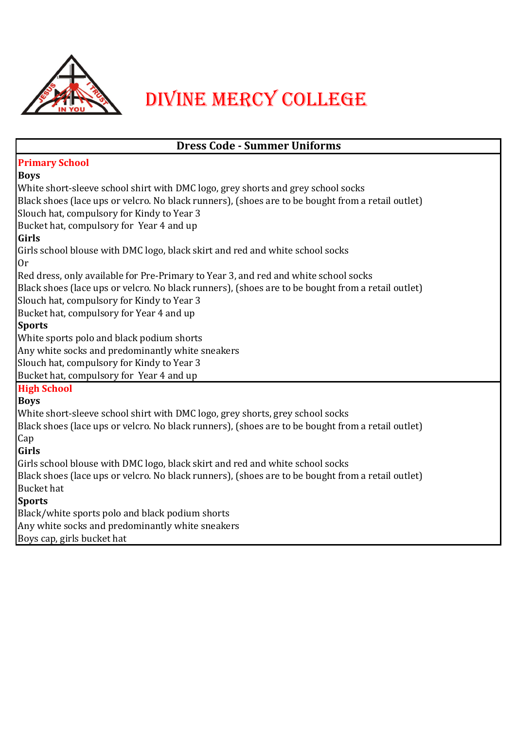# DIVINE MERCY COLLEGE

## Dress Code - Summer Uniforms

### Primary School

**Boys**

White short-sleeve school shirt with DMC logo, grey shorts and grey school socks
Black shoes (lace ups or velcro. No black runners), (shoes are to be bought from a retail outlet)
Slouch hat, compulsory for Kindy to Year 3
Bucket hat, compulsory for Year 4 and up

**Girls**

Girls school blouse with DMC logo, black skirt and red and white school socks
Or
Red dress, only available for Pre-Primary to Year 3, and red and white school socks
Black shoes (lace ups or velcro. No black runners), (shoes are to be bought from a retail outlet)
Slouch hat, compulsory for Kindy to Year 3
Bucket hat, compulsory for Year 4 and up

**Sports**

White sports polo and black podium shorts
Any white socks and predominantly white sneakers
Slouch hat, compulsory for Kindy to Year 3
Bucket hat, compulsory for Year 4 and up

### High School

**Boys**

White short-sleeve school shirt with DMC logo, grey shorts, grey school socks
Black shoes (lace ups or velcro. No black runners), (shoes are to be bought from a retail outlet)
Cap

**Girls**

Girls school blouse with DMC logo, black skirt and red and white school socks
Black shoes (lace ups or velcro. No black runners), (shoes are to be bought from a retail outlet)
Bucket hat

**Sports**

Black/white sports polo and black podium shorts
Any white socks and predominantly white sneakers
Boys cap, girls bucket hat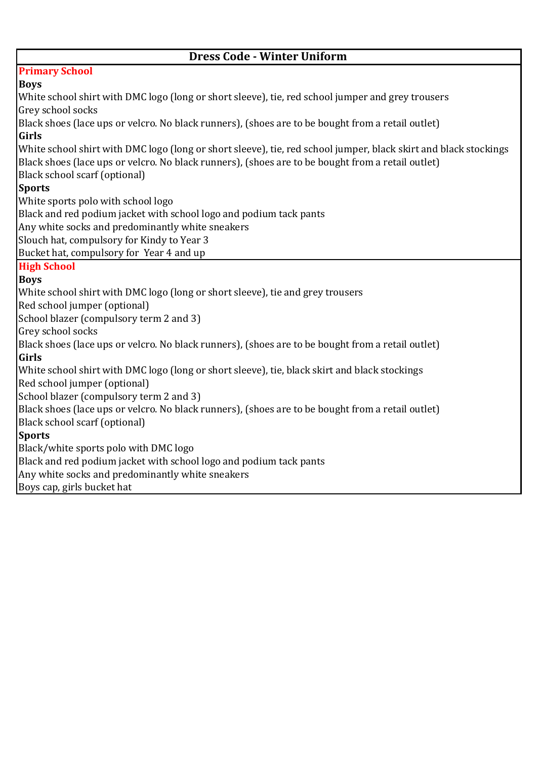# Dress Code - Winter Uniform

## Primary School

**Boys**

White school shirt with DMC logo (long or short sleeve), tie, red school jumper and grey trousers
Grey school socks
Black shoes (lace ups or velcro. No black runners), (shoes are to be bought from a retail outlet)

**Girls**

White school shirt with DMC logo (long or short sleeve), tie, red school jumper, black skirt and black stockings
Black shoes (lace ups or velcro. No black runners), (shoes are to be bought from a retail outlet)
Black school scarf (optional)

**Sports**

White sports polo with school logo
Black and red podium jacket with school logo and podium tack pants
Any white socks and predominantly white sneakers
Slouch hat, compulsory for Kindy to Year 3
Bucket hat, compulsory for Year 4 and up

## High School

**Boys**

White school shirt with DMC logo (long or short sleeve), tie and grey trousers
Red school jumper (optional)
School blazer (compulsory term 2 and 3)
Grey school socks
Black shoes (lace ups or velcro. No black runners), (shoes are to be bought from a retail outlet)

**Girls**

White school shirt with DMC logo (long or short sleeve), tie, black skirt and black stockings
Red school jumper (optional)
School blazer (compulsory term 2 and 3)
Black shoes (lace ups or velcro. No black runners), (shoes are to be bought from a retail outlet)
Black school scarf (optional)

**Sports**

Black/white sports polo with DMC logo
Black and red podium jacket with school logo and podium tack pants
Any white socks and predominantly white sneakers
Boys cap, girls bucket hat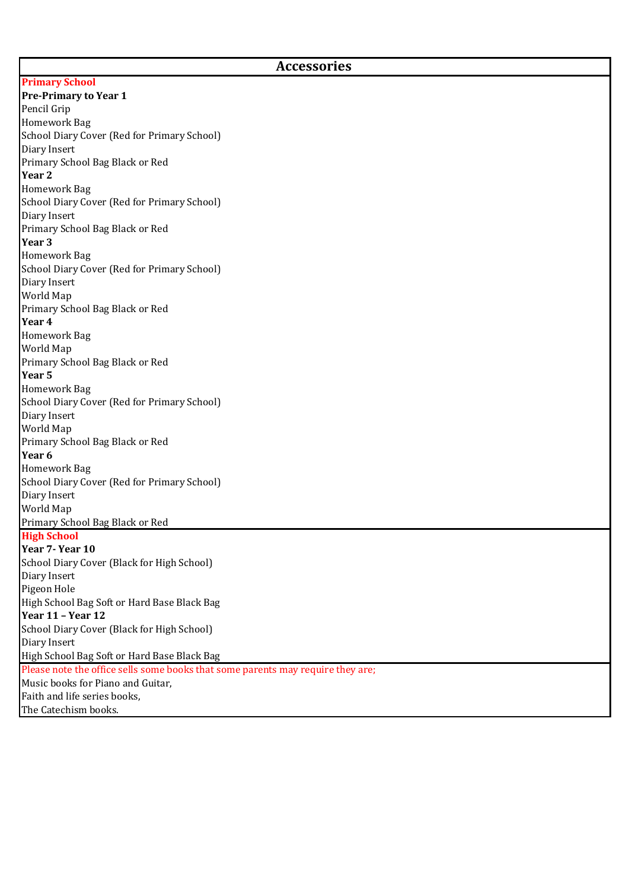## Accessories

**Primary School**

**Pre-Primary to Year 1**

Pencil Grip
Homework Bag
School Diary Cover (Red for Primary School)
Diary Insert
Primary School Bag Black or Red

**Year 2**

Homework Bag
School Diary Cover (Red for Primary School)
Diary Insert
Primary School Bag Black or Red

**Year 3**

Homework Bag
School Diary Cover (Red for Primary School)
Diary Insert
World Map
Primary School Bag Black or Red

**Year 4**

Homework Bag
World Map
Primary School Bag Black or Red

**Year 5**

Homework Bag
School Diary Cover (Red for Primary School)
Diary Insert
World Map
Primary School Bag Black or Red

**Year 6**

Homework Bag
School Diary Cover (Red for Primary School)
Diary Insert
World Map
Primary School Bag Black or Red

**High School**

**Year 7- Year 10**

School Diary Cover (Black for High School)
Diary Insert
Pigeon Hole
High School Bag Soft or Hard Base Black Bag

**Year 11 – Year 12**

School Diary Cover (Black for High School)
Diary Insert
High School Bag Soft or Hard Base Black Bag

Please note the office sells some books that some parents may require they are;
Music books for Piano and Guitar,
Faith and life series books,
The Catechism books.